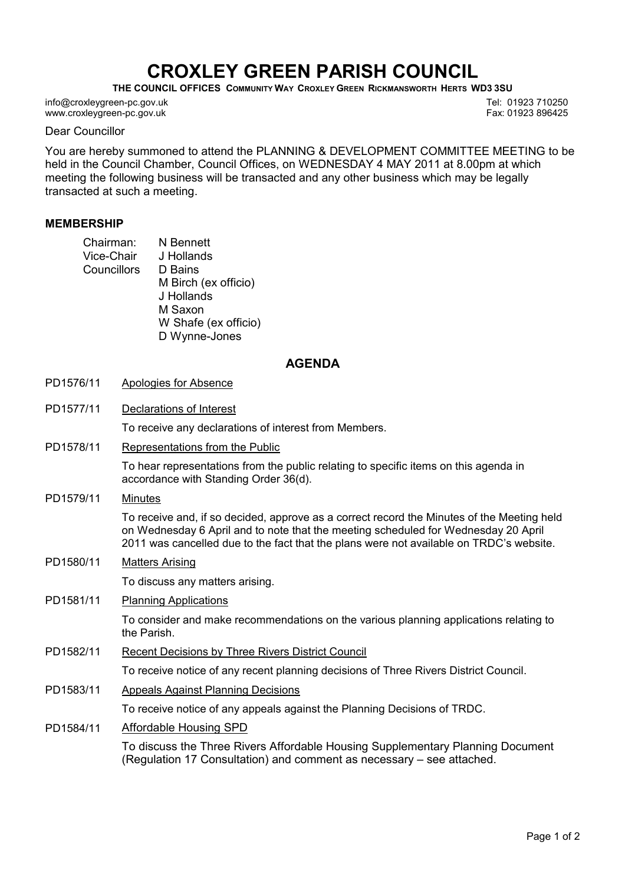# CROXLEY GREEN PARISH COUNCIL

**THE COUNCIL OFFICES COMMUNITY WAY CROXLEY GREEN RICKMANSWORTH HERTS WD3 3SU**

info@croxleygreen-pc.gov.uk
www.croxleygreen-pc.gov.uk

Tel: 01923 710250
Fax: 01923 896425

Dear Councillor

You are hereby summoned to attend the PLANNING & DEVELOPMENT COMMITTEE MEETING to be held in the Council Chamber, Council Offices, on WEDNESDAY 4 MAY 2011 at 8.00pm at which meeting the following business will be transacted and any other business which may be legally transacted at such a meeting.

## MEMBERSHIP

| | |
|---|---|
| Chairman: | N Bennett |
| Vice-Chair | J Hollands |
| Councillors | D Bains |
| | M Birch (ex officio) |
| | J Hollands |
| | M Saxon |
| | W Shafe (ex officio) |
| | D Wynne-Jones |

## AGENDA

**PD1576/11** Apologies for Absence

**PD1577/11** Declarations of Interest

To receive any declarations of interest from Members.

**PD1578/11** Representations from the Public

To hear representations from the public relating to specific items on this agenda in accordance with Standing Order 36(d).

**PD1579/11** Minutes

To receive and, if so decided, approve as a correct record the Minutes of the Meeting held on Wednesday 6 April and to note that the meeting scheduled for Wednesday 20 April 2011 was cancelled due to the fact that the plans were not available on TRDC's website.

**PD1580/11** Matters Arising

To discuss any matters arising.

**PD1581/11** Planning Applications

To consider and make recommendations on the various planning applications relating to the Parish.

**PD1582/11** Recent Decisions by Three Rivers District Council

To receive notice of any recent planning decisions of Three Rivers District Council.

**PD1583/11** Appeals Against Planning Decisions

To receive notice of any appeals against the Planning Decisions of TRDC.

**PD1584/11** Affordable Housing SPD

To discuss the Three Rivers Affordable Housing Supplementary Planning Document (Regulation 17 Consultation) and comment as necessary – see attached.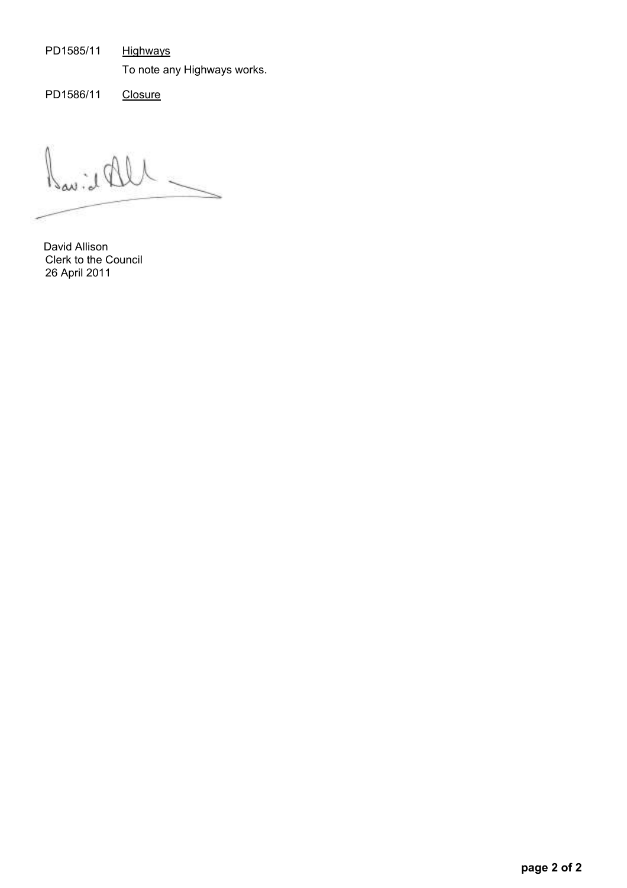PD1585/11 Highways

To note any Highways works.

PD1586/11 Closure

David Allison
Clerk to the Council
26 April 2011